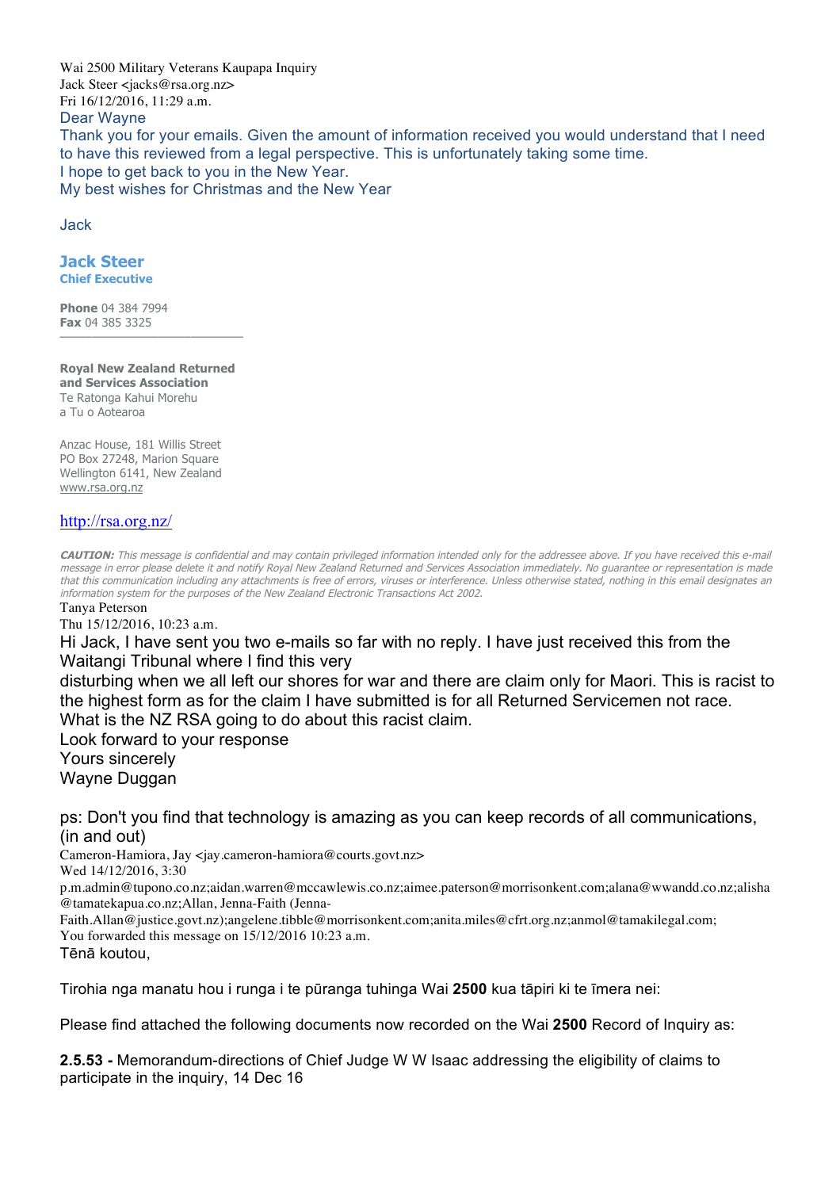Wai 2500 Military Veterans Kaupapa Inquiry
Jack Steer <jacks@rsa.org.nz>
Fri 16/12/2016, 11:29 a.m.

Dear Wayne

Thank you for your emails. Given the amount of information received you would understand that I need to have this reviewed from a legal perspective. This is unfortunately taking some time.

I hope to get back to you in the New Year.

My best wishes for Christmas and the New Year

Jack

**Jack Steer**
**Chief Executive**

**Phone** 04 384 7994
**Fax** 04 385 3325

---

**Royal New Zealand Returned and Services Association**
Te Ratonga Kahui Morehu
a Tu o Aotearoa

Anzac House, 181 Willis Street
PO Box 27248, Marion Square
Wellington 6141, New Zealand
www.rsa.org.nz

http://rsa.org.nz/

***CAUTION:*** *This message is confidential and may contain privileged information intended only for the addressee above. If you have received this e-mail message in error please delete it and notify Royal New Zealand Returned and Services Association immediately. No guarantee or representation is made that this communication including any attachments is free of errors, viruses or interference. Unless otherwise stated, nothing in this email designates an information system for the purposes of the New Zealand Electronic Transactions Act 2002.*

Tanya Peterson
Thu 15/12/2016, 10:23 a.m.

Hi Jack, I have sent you two e-mails so far with no reply. I have just received this from the Waitangi Tribunal where I find this very
disturbing when we all left our shores for war and there are claim only for Maori. This is racist to the highest form as for the claim I have submitted is for all Returned Servicemen not race.
What is the NZ RSA going to do about this racist claim.
Look forward to your response
Yours sincerely
Wayne Duggan

ps: Don't you find that technology is amazing as you can keep records of all communications, (in and out)

Cameron-Hamiora, Jay <jay.cameron-hamiora@courts.govt.nz>
Wed 14/12/2016, 3:30
p.m.admin@tupono.co.nz;aidan.warren@mccawlewis.co.nz;aimee.paterson@morrisonkent.com;alana@wwandd.co.nz;alisha@tamatekapua.co.nz;Allan, Jenna-Faith (Jenna-Faith.Allan@justice.govt.nz);angelene.tibble@morrisonkent.com;anita.miles@cfrt.org.nz;anmol@tamakilegal.com;
You forwarded this message on 15/12/2016 10:23 a.m.

Tēnā koutou,

Tirohia nga manatu hou i runga i te pūranga tuhinga Wai **2500** kua tāpiri ki te īmera nei:

Please find attached the following documents now recorded on the Wai **2500** Record of Inquiry as:

**2.5.53 -** Memorandum-directions of Chief Judge W W Isaac addressing the eligibility of claims to participate in the inquiry, 14 Dec 16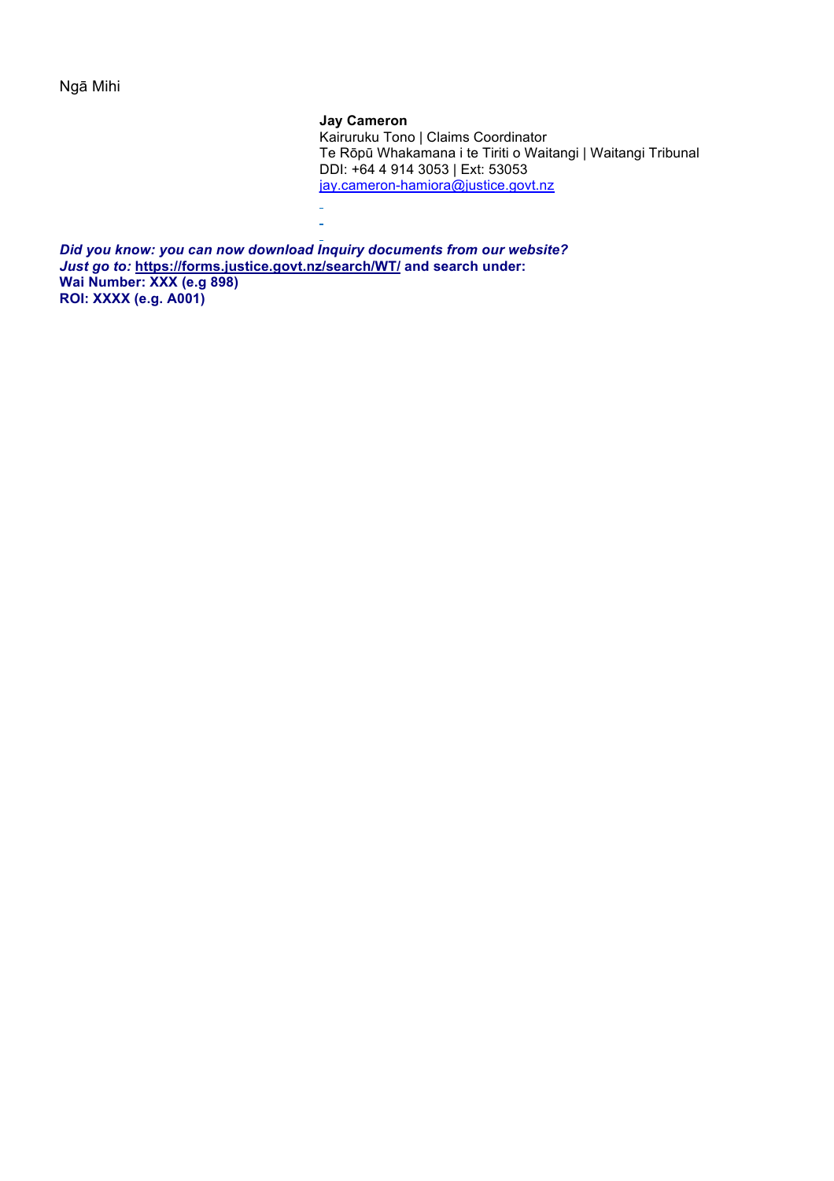Ngā Mihi

**Jay Cameron**
Kairuruku Tono | Claims Coordinator
Te Rōpū Whakamana i te Tiriti o Waitangi | Waitangi Tribunal
DDI: +64 4 914 3053 | Ext: 53053
jay.cameron-hamiora@justice.govt.nz

***Did you know: you can now download Inquiry documents from our website?***
***Just go to:*** **https://forms.justice.govt.nz/search/WT/ and search under:**
**Wai Number: XXX (e.g 898)**
**ROI: XXXX (e.g. A001)**